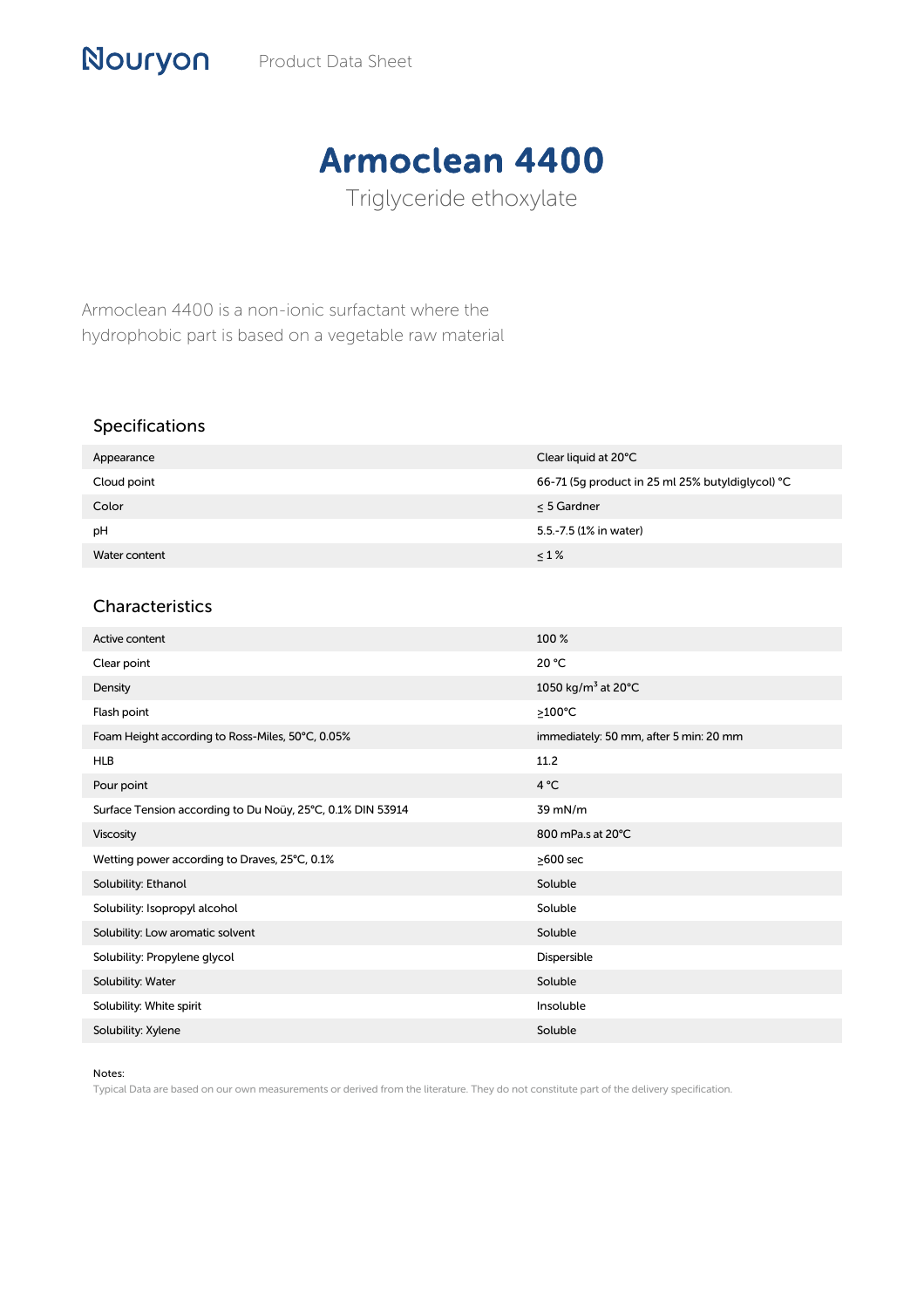Nouryon Product Data Sheet

# Armoclean 4400

Triglyceride ethoxylate

Armoclean 4400 is a non-ionic surfactant where the hydrophobic part is based on a vegetable raw material

## Specifications

| | |
|---|---|
| Appearance | Clear liquid at 20°C |
| Cloud point | 66-71 (5g product in 25 ml 25% butyldiglycol) °C |
| Color | ≤ 5 Gardner |
| pH | 5.5.-7.5 (1% in water) |
| Water content | ≤ 1 % |

## Characteristics

| | |
|---|---|
| Active content | 100 % |
| Clear point | 20 °C |
| Density | 1050 kg/m³ at 20°C |
| Flash point | ≥100°C |
| Foam Height according to Ross-Miles, 50°C, 0.05% | immediately: 50 mm, after 5 min: 20 mm |
| HLB | 11.2 |
| Pour point | 4 °C |
| Surface Tension according to Du Noüy, 25°C, 0.1% DIN 53914 | 39 mN/m |
| Viscosity | 800 mPa.s at 20°C |
| Wetting power according to Draves, 25°C, 0.1% | ≥600 sec |
| Solubility: Ethanol | Soluble |
| Solubility: Isopropyl alcohol | Soluble |
| Solubility: Low aromatic solvent | Soluble |
| Solubility: Propylene glycol | Dispersible |
| Solubility: Water | Soluble |
| Solubility: White spirit | Insoluble |
| Solubility: Xylene | Soluble |

Notes:

Typical Data are based on our own measurements or derived from the literature. They do not constitute part of the delivery specification.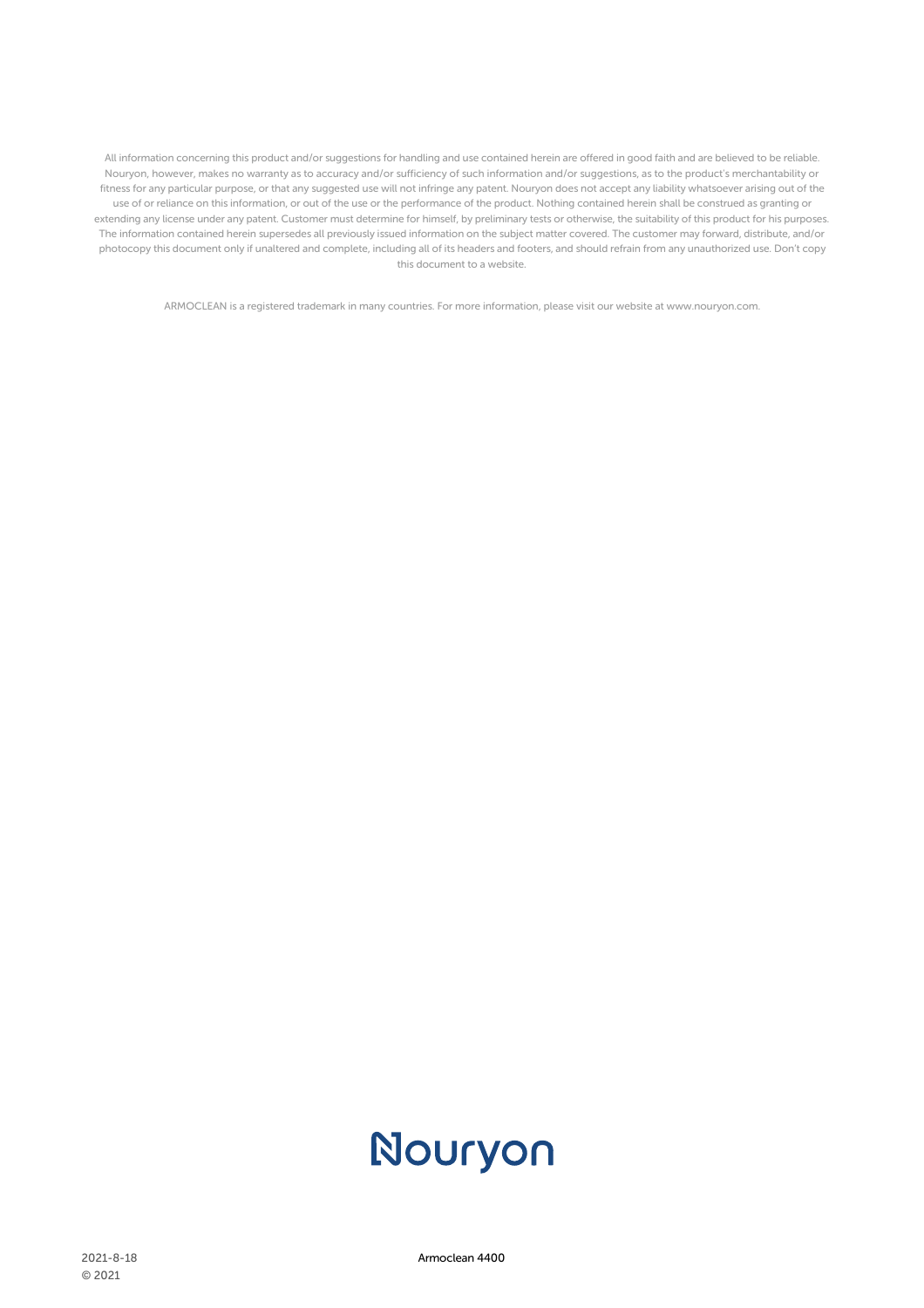All information concerning this product and/or suggestions for handling and use contained herein are offered in good faith and are believed to be reliable. Nouryon, however, makes no warranty as to accuracy and/or sufficiency of such information and/or suggestions, as to the product's merchantability or fitness for any particular purpose, or that any suggested use will not infringe any patent. Nouryon does not accept any liability whatsoever arising out of the use of or reliance on this information, or out of the use or the performance of the product. Nothing contained herein shall be construed as granting or extending any license under any patent. Customer must determine for himself, by preliminary tests or otherwise, the suitability of this product for his purposes. The information contained herein supersedes all previously issued information on the subject matter covered. The customer may forward, distribute, and/or photocopy this document only if unaltered and complete, including all of its headers and footers, and should refrain from any unauthorized use. Don't copy this document to a website.

ARMOCLEAN is a registered trademark in many countries. For more information, please visit our website at www.nouryon.com.

Nouryon

2021-8-18
© 2021

Armoclean 4400